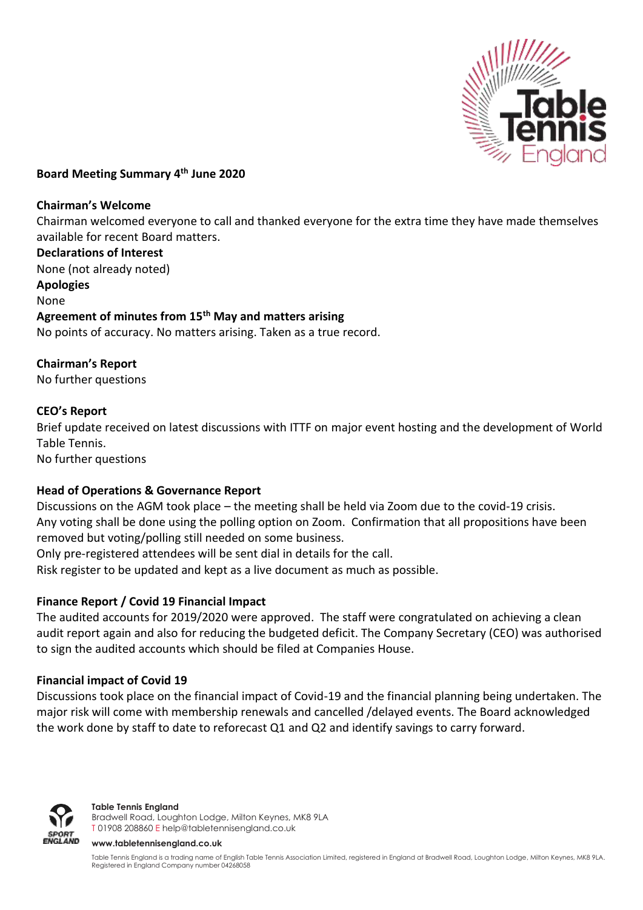**Board Meeting Summary 4th June 2020**

**Chairman's Welcome**

Chairman welcomed everyone to call and thanked everyone for the extra time they have made themselves available for recent Board matters.

**Declarations of Interest**

None (not already noted)

**Apologies**

None

**Agreement of minutes from 15th May and matters arising**

No points of accuracy. No matters arising. Taken as a true record.

**Chairman's Report**

No further questions

**CEO's Report**

Brief update received on latest discussions with ITTF on major event hosting and the development of World Table Tennis.

No further questions

**Head of Operations & Governance Report**

Discussions on the AGM took place – the meeting shall be held via Zoom due to the covid-19 crisis.
Any voting shall be done using the polling option on Zoom. Confirmation that all propositions have been removed but voting/polling still needed on some business.
Only pre-registered attendees will be sent dial in details for the call.
Risk register to be updated and kept as a live document as much as possible.

**Finance Report / Covid 19 Financial Impact**

The audited accounts for 2019/2020 were approved. The staff were congratulated on achieving a clean audit report again and also for reducing the budgeted deficit. The Company Secretary (CEO) was authorised to sign the audited accounts which should be filed at Companies House.

**Financial impact of Covid 19**

Discussions took place on the financial impact of Covid-19 and the financial planning being undertaken. The major risk will come with membership renewals and cancelled /delayed events. The Board acknowledged the work done by staff to date to reforecast Q1 and Q2 and identify savings to carry forward.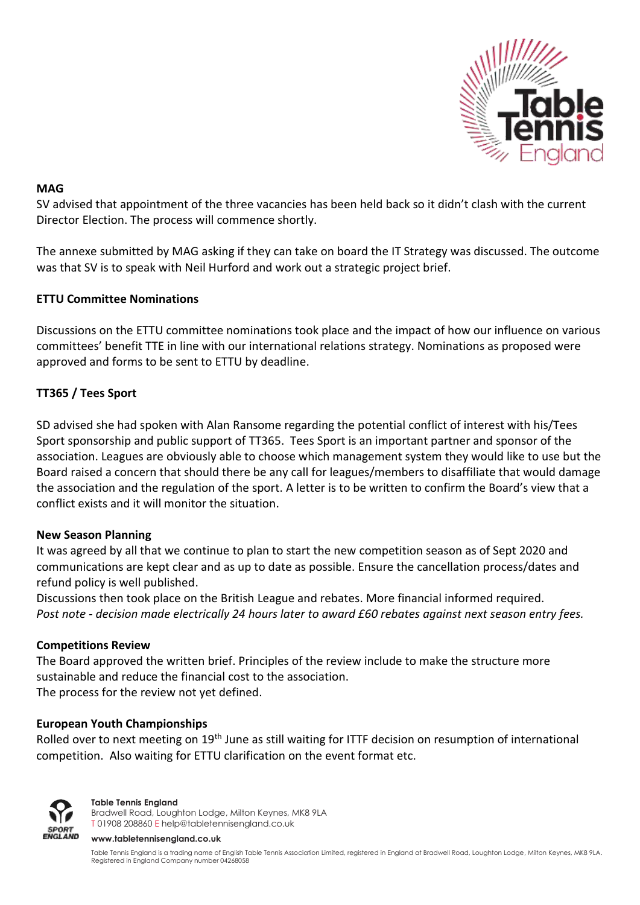**MAG**

SV advised that appointment of the three vacancies has been held back so it didn't clash with the current Director Election. The process will commence shortly.

The annexe submitted by MAG asking if they can take on board the IT Strategy was discussed. The outcome was that SV is to speak with Neil Hurford and work out a strategic project brief.

**ETTU Committee Nominations**

Discussions on the ETTU committee nominations took place and the impact of how our influence on various committees' benefit TTE in line with our international relations strategy. Nominations as proposed were approved and forms to be sent to ETTU by deadline.

**TT365 / Tees Sport**

SD advised she had spoken with Alan Ransome regarding the potential conflict of interest with his/Tees Sport sponsorship and public support of TT365. Tees Sport is an important partner and sponsor of the association. Leagues are obviously able to choose which management system they would like to use but the Board raised a concern that should there be any call for leagues/members to disaffiliate that would damage the association and the regulation of the sport. A letter is to be written to confirm the Board's view that a conflict exists and it will monitor the situation.

**New Season Planning**

It was agreed by all that we continue to plan to start the new competition season as of Sept 2020 and communications are kept clear and as up to date as possible. Ensure the cancellation process/dates and refund policy is well published.

Discussions then took place on the British League and rebates. More financial informed required.

*Post note - decision made electrically 24 hours later to award £60 rebates against next season entry fees.*

**Competitions Review**

The Board approved the written brief. Principles of the review include to make the structure more sustainable and reduce the financial cost to the association.

The process for the review not yet defined.

**European Youth Championships**

Rolled over to next meeting on 19th June as still waiting for ITTF decision on resumption of international competition. Also waiting for ETTU clarification on the event format etc.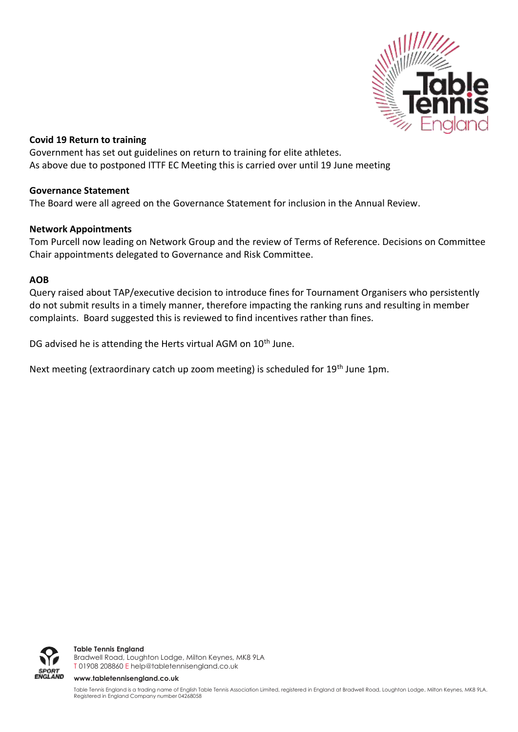**Covid 19 Return to training**

Government has set out guidelines on return to training for elite athletes.
As above due to postponed ITTF EC Meeting this is carried over until 19 June meeting

**Governance Statement**

The Board were all agreed on the Governance Statement for inclusion in the Annual Review.

**Network Appointments**

Tom Purcell now leading on Network Group and the review of Terms of Reference. Decisions on Committee Chair appointments delegated to Governance and Risk Committee.

**AOB**

Query raised about TAP/executive decision to introduce fines for Tournament Organisers who persistently do not submit results in a timely manner, therefore impacting the ranking runs and resulting in member complaints. Board suggested this is reviewed to find incentives rather than fines.

DG advised he is attending the Herts virtual AGM on 10th June.

Next meeting (extraordinary catch up zoom meeting) is scheduled for 19th June 1pm.